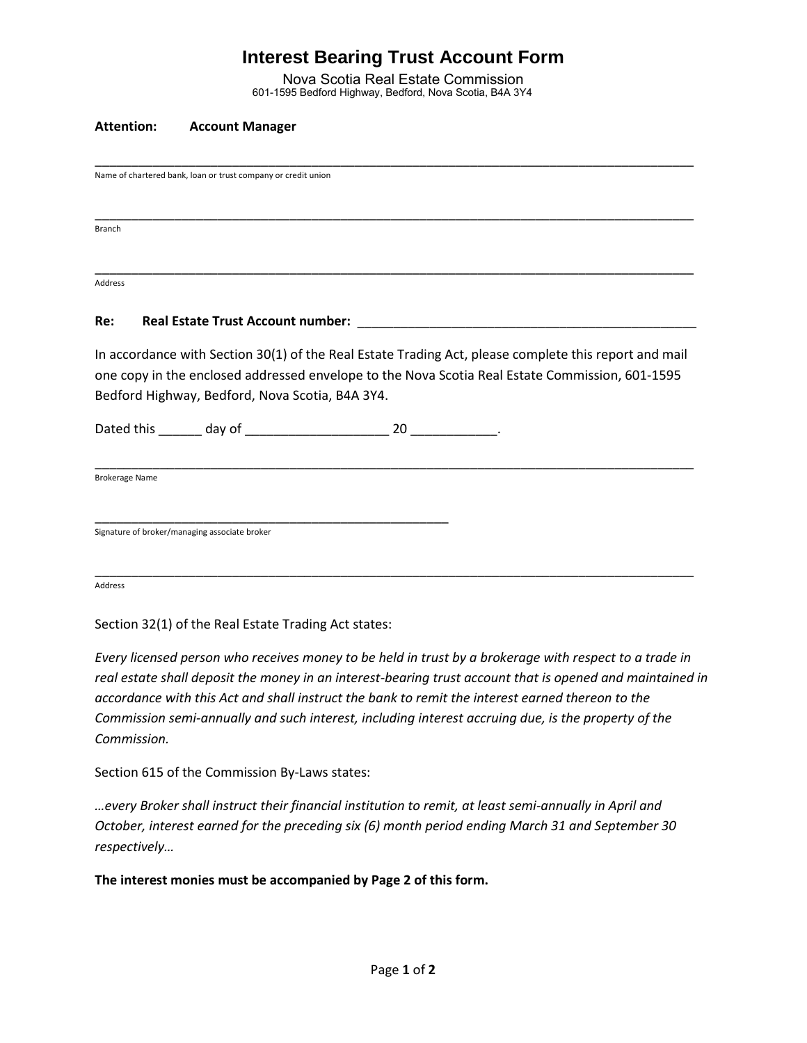# Interest Bearing Trust Account Form

Nova Scotia Real Estate Commission
601-1595 Bedford Highway, Bedford, Nova Scotia, B4A 3Y4

**Attention:** **Account Manager**

_____________________________________________________________________________
Name of chartered bank, loan or trust company or credit union

_____________________________________________________________________________
Branch

_____________________________________________________________________________
Address

**Re:** **Real Estate Trust Account number:** ___________________________________________

In accordance with Section 30(1) of the Real Estate Trading Act, please complete this report and mail one copy in the enclosed addressed envelope to the Nova Scotia Real Estate Commission, 601-1595 Bedford Highway, Bedford, Nova Scotia, B4A 3Y4.

Dated this ______ day of ___________________ 20 ___________.

_____________________________________________________________________________
Brokerage Name

_____________________________________________
Signature of broker/managing associate broker

_____________________________________________________________________________
Address

Section 32(1) of the Real Estate Trading Act states:

*Every licensed person who receives money to be held in trust by a brokerage with respect to a trade in real estate shall deposit the money in an interest-bearing trust account that is opened and maintained in accordance with this Act and shall instruct the bank to remit the interest earned thereon to the Commission semi-annually and such interest, including interest accruing due, is the property of the Commission.*

Section 615 of the Commission By-Laws states:

*…every Broker shall instruct their financial institution to remit, at least semi-annually in April and October, interest earned for the preceding six (6) month period ending March 31 and September 30 respectively…*

**The interest monies must be accompanied by Page 2 of this form.**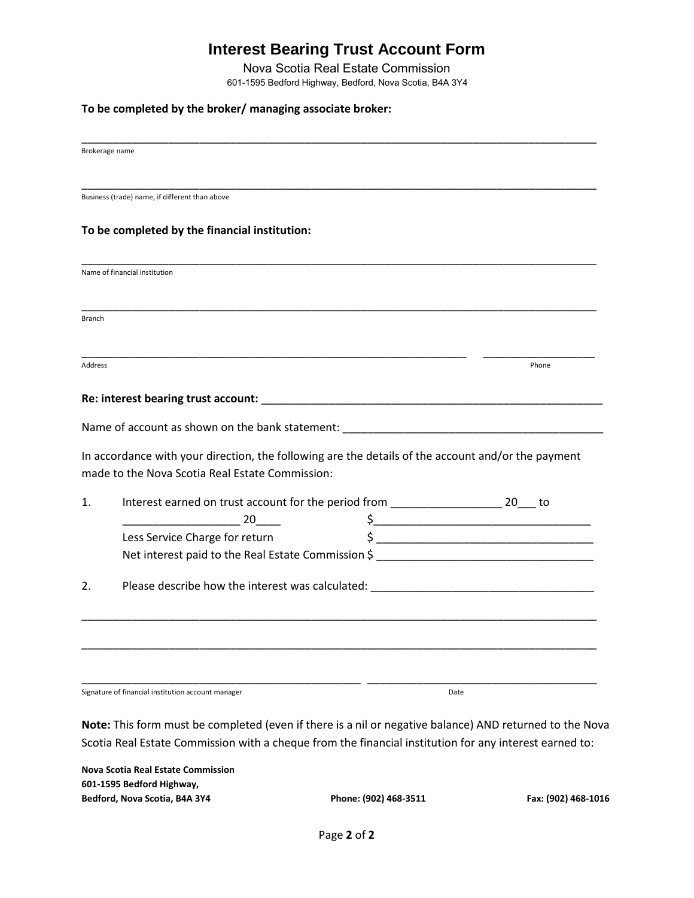# Interest Bearing Trust Account Form

Nova Scotia Real Estate Commission

601-1595 Bedford Highway, Bedford, Nova Scotia, B4A 3Y4

**To be completed by the broker/ managing associate broker:**

______________________________________________________________________________

Brokerage name

______________________________________________________________________________

Business (trade) name, if different than above

**To be completed by the financial institution:**

______________________________________________________________________________

Name of financial institution

______________________________________________________________________________

Branch

____________________________________________________________ ____________________

Address Phone

**Re: interest bearing trust account:** _____________________________________________________

Name of account as shown on the bank statement: ____________________________________

In accordance with your direction, the following are the details of the account and/or the payment made to the Nova Scotia Real Estate Commission:

1. Interest earned on trust account for the period from _________________ 20___ to _________________ 20____ $______________________________
   Less Service Charge for return $ ______________________________
   Net interest paid to the Real Estate Commission $ ______________________________

2. Please describe how the interest was calculated: ______________________________

______________________________________________________________________________

______________________________________________________________________________

____________________________________________ ____________________________________

Signature of financial institution account manager Date

**Note:** This form must be completed (even if there is a nil or negative balance) AND returned to the Nova Scotia Real Estate Commission with a cheque from the financial institution for any interest earned to:

**Nova Scotia Real Estate Commission**
**601-1595 Bedford Highway,**
**Bedford, Nova Scotia, B4A 3Y4** **Phone: (902) 468-3511** **Fax: (902) 468-1016**